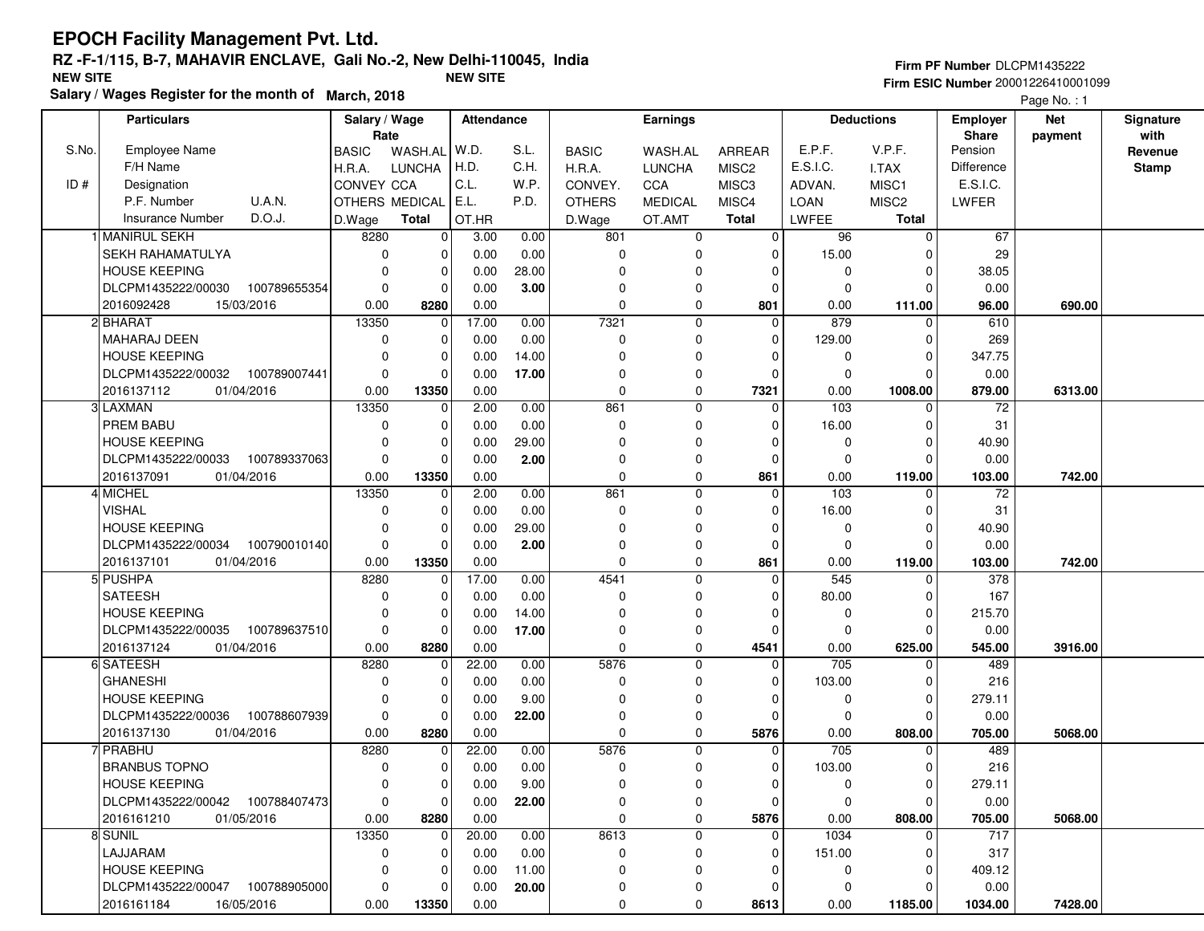# EPOCH Facility Management Pvt. Ltd.

**RZ -F-1/115, B-7, MAHAVIR ENCLAVE, Gali No.-2, New Delhi-110045, India**

**NEW SITE** **NEW SITE**

**Salary / Wages Register for the month of March, 2018**

**Firm PF Number** DLCPM1435222
**Firm ESIC Number** 20001226410001099

| S.No. / ID # | Employee Name / F/H Name / Designation / P.F. Number / U.A.N. / Insurance Number / D.O.J. | Salary / Wage Rate: BASIC / H.R.A. / CONVEY / OTHERS / D.Wage | WASH.AL / LUNCHA / CCA / MEDICAL / Total | Attendance: W.D. / H.D. / C.L. / E.L. / OT.HR | S.L. / C.H. / W.P. / P.D. | Earnings: BASIC / H.R.A. / CONVEY. / OTHERS / D.Wage | WASH.AL / LUNCHA / CCA / MEDICAL / OT.AMT | ARREAR / MISC2 / MISC3 / MISC4 / Total | Deductions: E.P.F. / E.S.I.C. / ADVAN. / LOAN / LWFEE | V.P.F. / I.TAX / MISC1 / MISC2 / Total | Employer Share: Pension / Difference / E.S.I.C. / LWFER | Net payment | Signature with Revenue Stamp |
|---|---|---|---|---|---|---|---|---|---|---|---|---|---|
| 1 | MANIRUL SEKH | 8280 | 0 | 3.00 | 0.00 | 801 | 0 | 0 | 96 | 0 | 67 | | |
| | SEKH RAHAMATULYA | 0 | 0 | 0.00 | 0.00 | 0 | 0 | 0 | 15.00 | 0 | 29 | | |
| | HOUSE KEEPING | 0 | 0 | 0.00 | 28.00 | 0 | 0 | 0 | 0 | 0 | 38.05 | | |
| | DLCPM1435222/00030 100789655354 | 0 | 0 | 0.00 | **3.00** | 0 | 0 | 0 | 0 | 0 | 0.00 | | |
| | 2016092428 15/03/2016 | 0.00 | **8280** | 0.00 | | 0 | 0 | **801** | 0.00 | **111.00** | **96.00** | **690.00** | |
| 2 | BHARAT | 13350 | 0 | 17.00 | 0.00 | 7321 | 0 | 0 | 879 | 0 | 610 | | |
| | MAHARAJ DEEN | 0 | 0 | 0.00 | 0.00 | 0 | 0 | 0 | 129.00 | 0 | 269 | | |
| | HOUSE KEEPING | 0 | 0 | 0.00 | 14.00 | 0 | 0 | 0 | 0 | 0 | 347.75 | | |
| | DLCPM1435222/00032 100789007441 | 0 | 0 | 0.00 | **17.00** | 0 | 0 | 0 | 0 | 0 | 0.00 | | |
| | 2016137112 01/04/2016 | 0.00 | **13350** | 0.00 | | 0 | 0 | **7321** | 0.00 | **1008.00** | **879.00** | **6313.00** | |
| 3 | LAXMAN | 13350 | 0 | 2.00 | 0.00 | 861 | 0 | 0 | 103 | 0 | 72 | | |
| | PREM BABU | 0 | 0 | 0.00 | 0.00 | 0 | 0 | 0 | 16.00 | 0 | 31 | | |
| | HOUSE KEEPING | 0 | 0 | 0.00 | 29.00 | 0 | 0 | 0 | 0 | 0 | 40.90 | | |
| | DLCPM1435222/00033 100789337063 | 0 | 0 | 0.00 | **2.00** | 0 | 0 | 0 | 0 | 0 | 0.00 | | |
| | 2016137091 01/04/2016 | 0.00 | **13350** | 0.00 | | 0 | 0 | **861** | 0.00 | **119.00** | **103.00** | **742.00** | |
| 4 | MICHEL | 13350 | 0 | 2.00 | 0.00 | 861 | 0 | 0 | 103 | 0 | 72 | | |
| | VISHAL | 0 | 0 | 0.00 | 0.00 | 0 | 0 | 0 | 16.00 | 0 | 31 | | |
| | HOUSE KEEPING | 0 | 0 | 0.00 | 29.00 | 0 | 0 | 0 | 0 | 0 | 40.90 | | |
| | DLCPM1435222/00034 100790010140 | 0 | 0 | 0.00 | **2.00** | 0 | 0 | 0 | 0 | 0 | 0.00 | | |
| | 2016137101 01/04/2016 | 0.00 | **13350** | 0.00 | | 0 | 0 | **861** | 0.00 | **119.00** | **103.00** | **742.00** | |
| 5 | PUSHPA | 8280 | 0 | 17.00 | 0.00 | 4541 | 0 | 0 | 545 | 0 | 378 | | |
| | SATEESH | 0 | 0 | 0.00 | 0.00 | 0 | 0 | 0 | 80.00 | 0 | 167 | | |
| | HOUSE KEEPING | 0 | 0 | 0.00 | 14.00 | 0 | 0 | 0 | 0 | 0 | 215.70 | | |
| | DLCPM1435222/00035 100789637510 | 0 | 0 | 0.00 | **17.00** | 0 | 0 | 0 | 0 | 0 | 0.00 | | |
| | 2016137124 01/04/2016 | 0.00 | **8280** | 0.00 | | 0 | 0 | **4541** | 0.00 | **625.00** | **545.00** | **3916.00** | |
| 6 | SATEESH | 8280 | 0 | 22.00 | 0.00 | 5876 | 0 | 0 | 705 | 0 | 489 | | |
| | GHANESHI | 0 | 0 | 0.00 | 0.00 | 0 | 0 | 0 | 103.00 | 0 | 216 | | |
| | HOUSE KEEPING | 0 | 0 | 0.00 | 9.00 | 0 | 0 | 0 | 0 | 0 | 279.11 | | |
| | DLCPM1435222/00036 100788607939 | 0 | 0 | 0.00 | **22.00** | 0 | 0 | 0 | 0 | 0 | 0.00 | | |
| | 2016137130 01/04/2016 | 0.00 | **8280** | 0.00 | | 0 | 0 | **5876** | 0.00 | **808.00** | **705.00** | **5068.00** | |
| 7 | PRABHU | 8280 | 0 | 22.00 | 0.00 | 5876 | 0 | 0 | 705 | 0 | 489 | | |
| | BRANBUS TOPNO | 0 | 0 | 0.00 | 0.00 | 0 | 0 | 0 | 103.00 | 0 | 216 | | |
| | HOUSE KEEPING | 0 | 0 | 0.00 | 9.00 | 0 | 0 | 0 | 0 | 0 | 279.11 | | |
| | DLCPM1435222/00042 100788407473 | 0 | 0 | 0.00 | **22.00** | 0 | 0 | 0 | 0 | 0 | 0.00 | | |
| | 2016161210 01/05/2016 | 0.00 | **8280** | 0.00 | | 0 | 0 | **5876** | 0.00 | **808.00** | **705.00** | **5068.00** | |
| 8 | SUNIL | 13350 | 0 | 20.00 | 0.00 | 8613 | 0 | 0 | 1034 | 0 | 717 | | |
| | LAJJARAM | 0 | 0 | 0.00 | 0.00 | 0 | 0 | 0 | 151.00 | 0 | 317 | | |
| | HOUSE KEEPING | 0 | 0 | 0.00 | 11.00 | 0 | 0 | 0 | 0 | 0 | 409.12 | | |
| | DLCPM1435222/00047 100788905000 | 0 | 0 | 0.00 | **20.00** | 0 | 0 | 0 | 0 | 0 | 0.00 | | |
| | 2016161184 16/05/2016 | 0.00 | **13350** | 0.00 | | 0 | 0 | **8613** | 0.00 | **1185.00** | **1034.00** | **7428.00** | |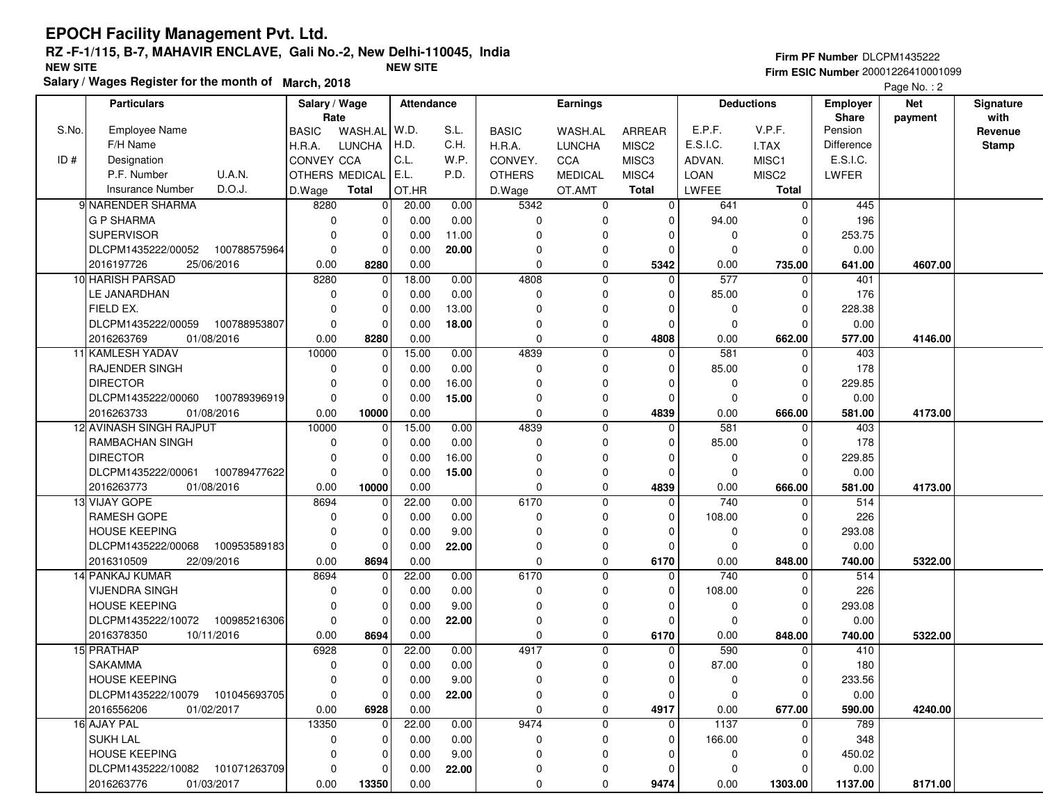# EPOCH Facility Management Pvt. Ltd.

**RZ -F-1/115, B-7, MAHAVIR ENCLAVE, Gali No.-2, New Delhi-110045, India**

**NEW SITE** **NEW SITE**

**Salary / Wages Register for the month of March, 2018**

**Firm PF Number** DLCPM1435222
**Firm ESIC Number** 20001226410001099

| S.No. / ID # | Particulars (Employee Name / F/H Name / Designation / P.F. Number, U.A.N. / Insurance Number, D.O.J.) | Salary / Wage Rate: BASIC / H.R.A. / CONVEY / OTHERS / D.Wage | WASH.AL / LUNCHA / CCA / MEDICAL / Total | Attendance: W.D. / H.D. / C.L. / E.L. / OT.HR | S.L. / C.H. / W.P. / P.D. | Earnings: BASIC / H.R.A. / CONVEY. / OTHERS / D.Wage | WASH.AL / LUNCHA / CCA / MEDICAL / OT.AMT | ARREAR / MISC2 / MISC3 / MISC4 / Total | Deductions: E.P.F. / E.S.I.C. / ADVAN. / LOAN / LWFEE | V.P.F. / I.TAX / MISC1 / MISC2 / Total | Employer Share: Pension / Difference / E.S.I.C. / LWFER | Net payment | Signature with Revenue Stamp |
|---|---|---|---|---|---|---|---|---|---|---|---|---|---|
| 9 | NARENDER SHARMA | 8280 | 0 | 20.00 | 0.00 | 5342 | 0 | 0 | 641 | 0 | 445 | | |
| | G P SHARMA | 0 | 0 | 0.00 | 0.00 | 0 | 0 | 0 | 94.00 | 0 | 196 | | |
| | SUPERVISOR | 0 | 0 | 0.00 | 11.00 | 0 | 0 | 0 | 0 | 0 | 253.75 | | |
| | DLCPM1435222/00052 100788575964 | 0 | 0 | 0.00 | **20.00** | 0 | 0 | 0 | 0 | 0 | 0.00 | | |
| | 2016197726 25/06/2016 | 0.00 | **8280** | 0.00 | | 0 | 0 | **5342** | 0.00 | **735.00** | **641.00** | **4607.00** | |
| 10 | HARISH PARSAD | 8280 | 0 | 18.00 | 0.00 | 4808 | 0 | 0 | 577 | 0 | 401 | | |
| | LE JANARDHAN | 0 | 0 | 0.00 | 0.00 | 0 | 0 | 0 | 85.00 | 0 | 176 | | |
| | FIELD EX. | 0 | 0 | 0.00 | 13.00 | 0 | 0 | 0 | 0 | 0 | 228.38 | | |
| | DLCPM1435222/00059 100788953807 | 0 | 0 | 0.00 | **18.00** | 0 | 0 | 0 | 0 | 0 | 0.00 | | |
| | 2016263769 01/08/2016 | 0.00 | **8280** | 0.00 | | 0 | 0 | **4808** | 0.00 | **662.00** | **577.00** | **4146.00** | |
| 11 | KAMLESH YADAV | 10000 | 0 | 15.00 | 0.00 | 4839 | 0 | 0 | 581 | 0 | 403 | | |
| | RAJENDER SINGH | 0 | 0 | 0.00 | 0.00 | 0 | 0 | 0 | 85.00 | 0 | 178 | | |
| | DIRECTOR | 0 | 0 | 0.00 | 16.00 | 0 | 0 | 0 | 0 | 0 | 229.85 | | |
| | DLCPM1435222/00060 100789396919 | 0 | 0 | 0.00 | **15.00** | 0 | 0 | 0 | 0 | 0 | 0.00 | | |
| | 2016263733 01/08/2016 | 0.00 | **10000** | 0.00 | | 0 | 0 | **4839** | 0.00 | **666.00** | **581.00** | **4173.00** | |
| 12 | AVINASH SINGH RAJPUT | 10000 | 0 | 15.00 | 0.00 | 4839 | 0 | 0 | 581 | 0 | 403 | | |
| | RAMBACHAN SINGH | 0 | 0 | 0.00 | 0.00 | 0 | 0 | 0 | 85.00 | 0 | 178 | | |
| | DIRECTOR | 0 | 0 | 0.00 | 16.00 | 0 | 0 | 0 | 0 | 0 | 229.85 | | |
| | DLCPM1435222/00061 100789477622 | 0 | 0 | 0.00 | **15.00** | 0 | 0 | 0 | 0 | 0 | 0.00 | | |
| | 2016263773 01/08/2016 | 0.00 | **10000** | 0.00 | | 0 | 0 | **4839** | 0.00 | **666.00** | **581.00** | **4173.00** | |
| 13 | VIJAY GOPE | 8694 | 0 | 22.00 | 0.00 | 6170 | 0 | 0 | 740 | 0 | 514 | | |
| | RAMESH GOPE | 0 | 0 | 0.00 | 0.00 | 0 | 0 | 0 | 108.00 | 0 | 226 | | |
| | HOUSE KEEPING | 0 | 0 | 0.00 | 9.00 | 0 | 0 | 0 | 0 | 0 | 293.08 | | |
| | DLCPM1435222/00068 100953589183 | 0 | 0 | 0.00 | **22.00** | 0 | 0 | 0 | 0 | 0 | 0.00 | | |
| | 2016310509 22/09/2016 | 0.00 | **8694** | 0.00 | | 0 | 0 | **6170** | 0.00 | **848.00** | **740.00** | **5322.00** | |
| 14 | PANKAJ KUMAR | 8694 | 0 | 22.00 | 0.00 | 6170 | 0 | 0 | 740 | 0 | 514 | | |
| | VIJENDRA SINGH | 0 | 0 | 0.00 | 0.00 | 0 | 0 | 0 | 108.00 | 0 | 226 | | |
| | HOUSE KEEPING | 0 | 0 | 0.00 | 9.00 | 0 | 0 | 0 | 0 | 0 | 293.08 | | |
| | DLCPM1435222/10072 100985216306 | 0 | 0 | 0.00 | **22.00** | 0 | 0 | 0 | 0 | 0 | 0.00 | | |
| | 2016378350 10/11/2016 | 0.00 | **8694** | 0.00 | | 0 | 0 | **6170** | 0.00 | **848.00** | **740.00** | **5322.00** | |
| 15 | PRATHAP | 6928 | 0 | 22.00 | 0.00 | 4917 | 0 | 0 | 590 | 0 | 410 | | |
| | SAKAMMA | 0 | 0 | 0.00 | 0.00 | 0 | 0 | 0 | 87.00 | 0 | 180 | | |
| | HOUSE KEEPING | 0 | 0 | 0.00 | 9.00 | 0 | 0 | 0 | 0 | 0 | 233.56 | | |
| | DLCPM1435222/10079 101045693705 | 0 | 0 | 0.00 | **22.00** | 0 | 0 | 0 | 0 | 0 | 0.00 | | |
| | 2016556206 01/02/2017 | 0.00 | **6928** | 0.00 | | 0 | 0 | **4917** | 0.00 | **677.00** | **590.00** | **4240.00** | |
| 16 | AJAY PAL | 13350 | 0 | 22.00 | 0.00 | 9474 | 0 | 0 | 1137 | 0 | 789 | | |
| | SUKH LAL | 0 | 0 | 0.00 | 0.00 | 0 | 0 | 0 | 166.00 | 0 | 348 | | |
| | HOUSE KEEPING | 0 | 0 | 0.00 | 9.00 | 0 | 0 | 0 | 0 | 0 | 450.02 | | |
| | DLCPM1435222/10082 101071263709 | 0 | 0 | 0.00 | **22.00** | 0 | 0 | 0 | 0 | 0 | 0.00 | | |
| | 2016263776 01/03/2017 | 0.00 | **13350** | 0.00 | | 0 | 0 | **9474** | 0.00 | **1303.00** | **1137.00** | **8171.00** | |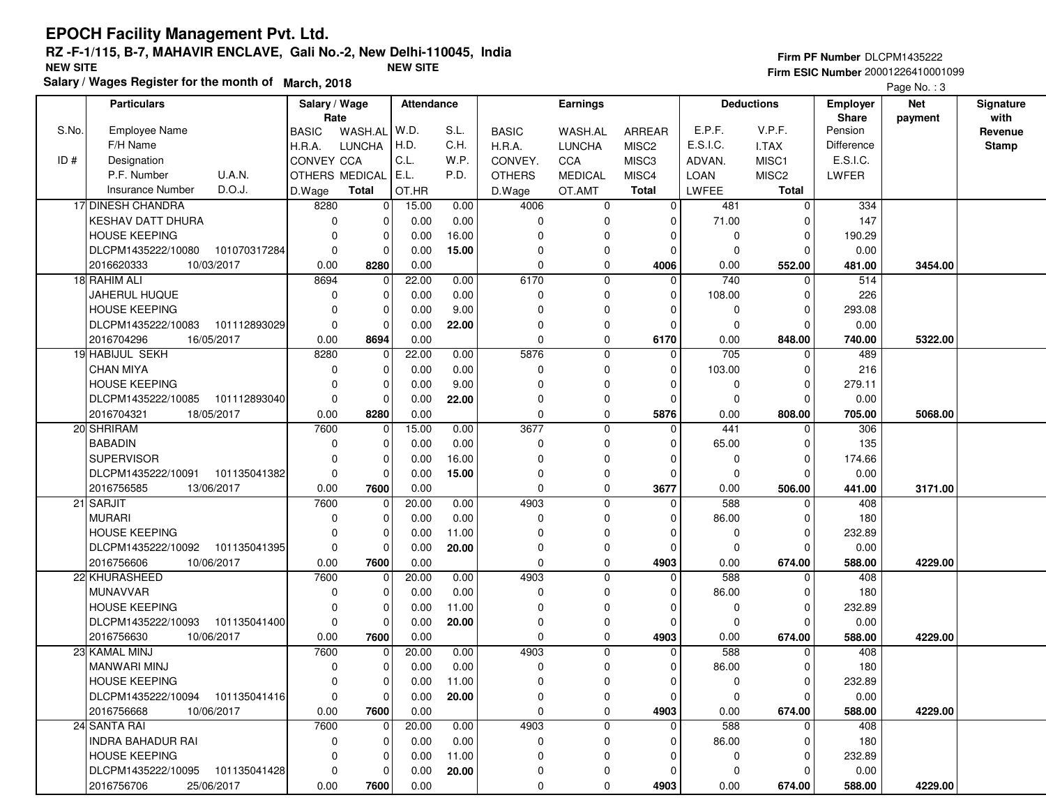# EPOCH Facility Management Pvt. Ltd.

**RZ -F-1/115, B-7, MAHAVIR ENCLAVE, Gali No.-2, New Delhi-110045, India**

**NEW SITE** **NEW SITE**

**Salary / Wages Register for the month of March, 2018**

**Firm PF Number** DLCPM1435222
**Firm ESIC Number** 20001226410001099

| S.No. / ID # | Particulars (Employee Name / F/H Name / Designation / P.F. Number, U.A.N. / Insurance Number, D.O.J.) | Salary / Wage Rate (BASIC, WASH.AL / H.R.A., LUNCHA / CONVEY, CCA / OTHERS, MEDICAL / D.Wage, Total) | | Attendance (W.D., S.L. / H.D., C.H. / C.L., W.P. / E.L., P.D. / OT.HR) | | Earnings (BASIC, WASH.AL, ARREAR / H.R.A., LUNCHA, MISC2 / CONVEY., CCA, MISC3 / OTHERS, MEDICAL, MISC4 / D.Wage, OT.AMT, Total) | | | Deductions (E.P.F., V.P.F. / E.S.I.C., I.TAX / ADVAN., MISC1 / LOAN, MISC2 / LWFEE, Total) | | Employer Share (Pension / Difference / E.S.I.C. / LWFER) | Net payment | Signature with Revenue Stamp |
|---|---|---|---|---|---|---|---|---|---|---|---|---|---|
| 17 | DINESH CHANDRA | 8280 | 0 | 15.00 | 0.00 | 4006 | 0 | 0 | 481 | 0 | 334 | | |
| | KESHAV DATT DHURA | 0 | 0 | 0.00 | 0.00 | 0 | 0 | 0 | 71.00 | 0 | 147 | | |
| | HOUSE KEEPING | 0 | 0 | 0.00 | 16.00 | 0 | 0 | 0 | 0 | 0 | 190.29 | | |
| | DLCPM1435222/10080 101070317284 | 0 | 0 | 0.00 | **15.00** | 0 | 0 | 0 | 0 | 0 | 0.00 | | |
| | 2016620333 10/03/2017 | 0.00 | **8280** | 0.00 | | 0 | 0 | **4006** | 0.00 | **552.00** | **481.00** | **3454.00** | |
| 18 | RAHIM ALI | 8694 | 0 | 22.00 | 0.00 | 6170 | 0 | 0 | 740 | 0 | 514 | | |
| | JAHERUL HUQUE | 0 | 0 | 0.00 | 0.00 | 0 | 0 | 0 | 108.00 | 0 | 226 | | |
| | HOUSE KEEPING | 0 | 0 | 0.00 | 9.00 | 0 | 0 | 0 | 0 | 0 | 293.08 | | |
| | DLCPM1435222/10083 101112893029 | 0 | 0 | 0.00 | **22.00** | 0 | 0 | 0 | 0 | 0 | 0.00 | | |
| | 2016704296 16/05/2017 | 0.00 | **8694** | 0.00 | | 0 | 0 | **6170** | 0.00 | **848.00** | **740.00** | **5322.00** | |
| 19 | HABIJUL SEKH | 8280 | 0 | 22.00 | 0.00 | 5876 | 0 | 0 | 705 | 0 | 489 | | |
| | CHAN MIYA | 0 | 0 | 0.00 | 0.00 | 0 | 0 | 0 | 103.00 | 0 | 216 | | |
| | HOUSE KEEPING | 0 | 0 | 0.00 | 9.00 | 0 | 0 | 0 | 0 | 0 | 279.11 | | |
| | DLCPM1435222/10085 101112893040 | 0 | 0 | 0.00 | **22.00** | 0 | 0 | 0 | 0 | 0 | 0.00 | | |
| | 2016704321 18/05/2017 | 0.00 | **8280** | 0.00 | | 0 | 0 | **5876** | 0.00 | **808.00** | **705.00** | **5068.00** | |
| 20 | SHRIRAM | 7600 | 0 | 15.00 | 0.00 | 3677 | 0 | 0 | 441 | 0 | 306 | | |
| | BABADIN | 0 | 0 | 0.00 | 0.00 | 0 | 0 | 0 | 65.00 | 0 | 135 | | |
| | SUPERVISOR | 0 | 0 | 0.00 | 16.00 | 0 | 0 | 0 | 0 | 0 | 174.66 | | |
| | DLCPM1435222/10091 101135041382 | 0 | 0 | 0.00 | **15.00** | 0 | 0 | 0 | 0 | 0 | 0.00 | | |
| | 2016756585 13/06/2017 | 0.00 | **7600** | 0.00 | | 0 | 0 | **3677** | 0.00 | **506.00** | **441.00** | **3171.00** | |
| 21 | SARJIT | 7600 | 0 | 20.00 | 0.00 | 4903 | 0 | 0 | 588 | 0 | 408 | | |
| | MURARI | 0 | 0 | 0.00 | 0.00 | 0 | 0 | 0 | 86.00 | 0 | 180 | | |
| | HOUSE KEEPING | 0 | 0 | 0.00 | 11.00 | 0 | 0 | 0 | 0 | 0 | 232.89 | | |
| | DLCPM1435222/10092 101135041395 | 0 | 0 | 0.00 | **20.00** | 0 | 0 | 0 | 0 | 0 | 0.00 | | |
| | 2016756606 10/06/2017 | 0.00 | **7600** | 0.00 | | 0 | 0 | **4903** | 0.00 | **674.00** | **588.00** | **4229.00** | |
| 22 | KHURASHEED | 7600 | 0 | 20.00 | 0.00 | 4903 | 0 | 0 | 588 | 0 | 408 | | |
| | MUNAVVAR | 0 | 0 | 0.00 | 0.00 | 0 | 0 | 0 | 86.00 | 0 | 180 | | |
| | HOUSE KEEPING | 0 | 0 | 0.00 | 11.00 | 0 | 0 | 0 | 0 | 0 | 232.89 | | |
| | DLCPM1435222/10093 101135041400 | 0 | 0 | 0.00 | **20.00** | 0 | 0 | 0 | 0 | 0 | 0.00 | | |
| | 2016756630 10/06/2017 | 0.00 | **7600** | 0.00 | | 0 | 0 | **4903** | 0.00 | **674.00** | **588.00** | **4229.00** | |
| 23 | KAMAL MINJ | 7600 | 0 | 20.00 | 0.00 | 4903 | 0 | 0 | 588 | 0 | 408 | | |
| | MANWARI MINJ | 0 | 0 | 0.00 | 0.00 | 0 | 0 | 0 | 86.00 | 0 | 180 | | |
| | HOUSE KEEPING | 0 | 0 | 0.00 | 11.00 | 0 | 0 | 0 | 0 | 0 | 232.89 | | |
| | DLCPM1435222/10094 101135041416 | 0 | 0 | 0.00 | **20.00** | 0 | 0 | 0 | 0 | 0 | 0.00 | | |
| | 2016756668 10/06/2017 | 0.00 | **7600** | 0.00 | | 0 | 0 | **4903** | 0.00 | **674.00** | **588.00** | **4229.00** | |
| 24 | SANTA RAI | 7600 | 0 | 20.00 | 0.00 | 4903 | 0 | 0 | 588 | 0 | 408 | | |
| | INDRA BAHADUR RAI | 0 | 0 | 0.00 | 0.00 | 0 | 0 | 0 | 86.00 | 0 | 180 | | |
| | HOUSE KEEPING | 0 | 0 | 0.00 | 11.00 | 0 | 0 | 0 | 0 | 0 | 232.89 | | |
| | DLCPM1435222/10095 101135041428 | 0 | 0 | 0.00 | **20.00** | 0 | 0 | 0 | 0 | 0 | 0.00 | | |
| | 2016756706 25/06/2017 | 0.00 | **7600** | 0.00 | | 0 | 0 | **4903** | 0.00 | **674.00** | **588.00** | **4229.00** | |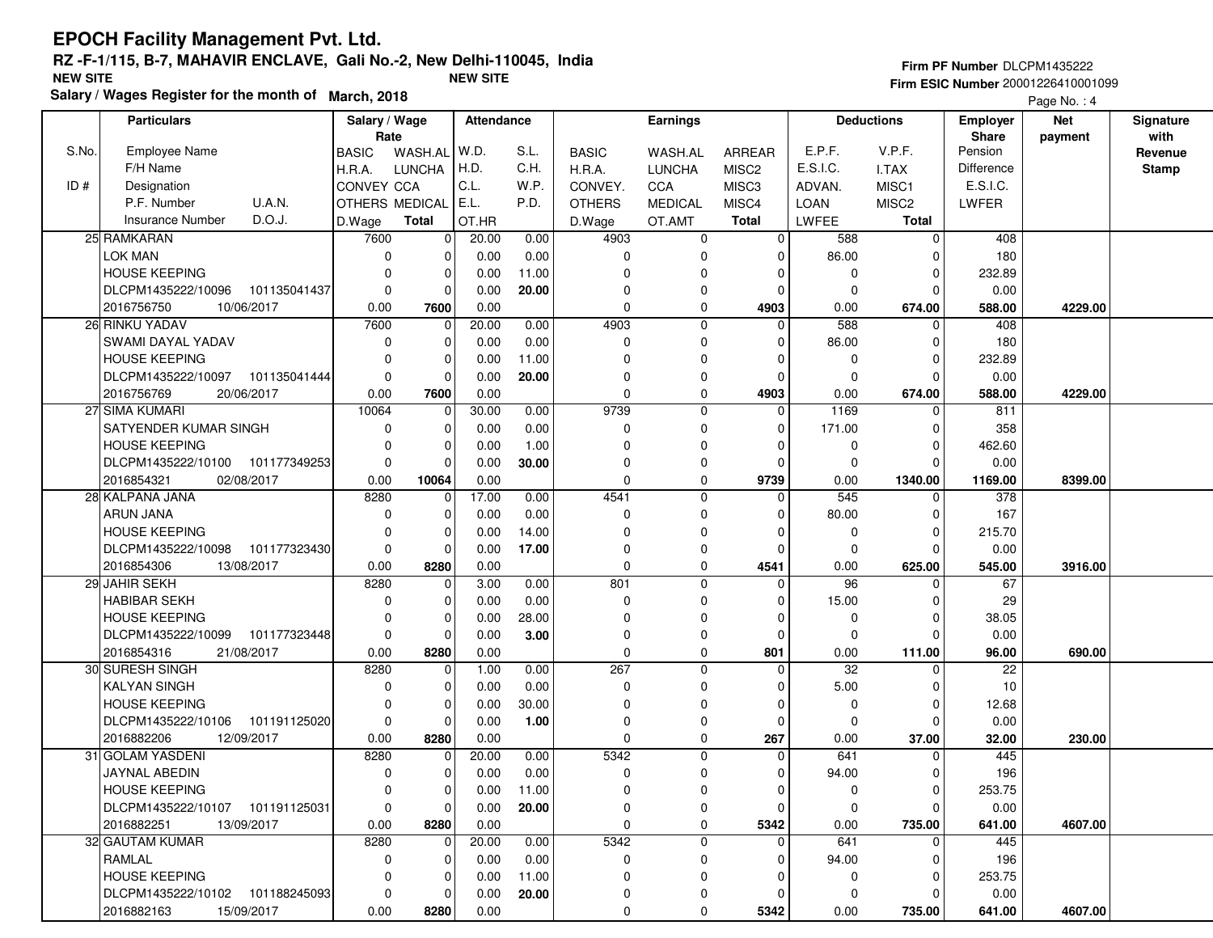# EPOCH Facility Management Pvt. Ltd.

**RZ -F-1/115, B-7, MAHAVIR ENCLAVE, Gali No.-2, New Delhi-110045, India**

**NEW SITE** **NEW SITE**

**Salary / Wages Register for the month of March, 2018**

**Firm PF Number** DLCPM1435222
**Firm ESIC Number** 20001226410001099

| S.No. / ID # | Employee Name / F/H Name / Designation / P.F. Number / U.A.N. / Insurance Number / D.O.J. | BASIC / H.R.A. / CONVEY / OTHERS / D.Wage | WASH.AL / LUNCHA / CCA / MEDICAL / Total | W.D. / H.D. / C.L. / E.L. / OT.HR | S.L. / C.H. / W.P. / P.D. | BASIC / H.R.A. / CONVEY. / OTHERS / D.Wage | WASH.AL / LUNCHA / CCA / MEDICAL / OT.AMT | ARREAR / MISC2 / MISC3 / MISC4 / Total | E.P.F. / E.S.I.C. / ADVAN. / LOAN / LWFEE | V.P.F. / I.TAX / MISC1 / MISC2 / Total | Pension / Difference / E.S.I.C. / LWFER | Net payment | Signature with Revenue Stamp |
|---|---|---|---|---|---|---|---|---|---|---|---|---|---|
| | | **Salary / Wage Rate** | | **Attendance** | | **Earnings** | | | **Deductions** | | **Employer Share** | | |
| 25 | RAMKARAN | 7600 | 0 | 20.00 | 0.00 | 4903 | 0 | 0 | 588 | 0 | 408 | | |
| | LOK MAN | 0 | 0 | 0.00 | 0.00 | 0 | 0 | 0 | 86.00 | 0 | 180 | | |
| | HOUSE KEEPING | 0 | 0 | 0.00 | 11.00 | 0 | 0 | 0 | 0 | 0 | 232.89 | | |
| | DLCPM1435222/10096 101135041437 | 0 | 0 | 0.00 | **20.00** | 0 | 0 | 0 | 0 | 0 | 0.00 | | |
| | 2016756750 10/06/2017 | 0.00 | **7600** | 0.00 | | 0 | 0 | **4903** | 0.00 | **674.00** | **588.00** | **4229.00** | |
| 26 | RINKU YADAV | 7600 | 0 | 20.00 | 0.00 | 4903 | 0 | 0 | 588 | 0 | 408 | | |
| | SWAMI DAYAL YADAV | 0 | 0 | 0.00 | 0.00 | 0 | 0 | 0 | 86.00 | 0 | 180 | | |
| | HOUSE KEEPING | 0 | 0 | 0.00 | 11.00 | 0 | 0 | 0 | 0 | 0 | 232.89 | | |
| | DLCPM1435222/10097 101135041444 | 0 | 0 | 0.00 | **20.00** | 0 | 0 | 0 | 0 | 0 | 0.00 | | |
| | 2016756769 20/06/2017 | 0.00 | **7600** | 0.00 | | 0 | 0 | **4903** | 0.00 | **674.00** | **588.00** | **4229.00** | |
| 27 | SIMA KUMARI | 10064 | 0 | 30.00 | 0.00 | 9739 | 0 | 0 | 1169 | 0 | 811 | | |
| | SATYENDER KUMAR SINGH | 0 | 0 | 0.00 | 0.00 | 0 | 0 | 0 | 171.00 | 0 | 358 | | |
| | HOUSE KEEPING | 0 | 0 | 0.00 | 1.00 | 0 | 0 | 0 | 0 | 0 | 462.60 | | |
| | DLCPM1435222/10100 101177349253 | 0 | 0 | 0.00 | **30.00** | 0 | 0 | 0 | 0 | 0 | 0.00 | | |
| | 2016854321 02/08/2017 | 0.00 | **10064** | 0.00 | | 0 | 0 | **9739** | 0.00 | **1340.00** | **1169.00** | **8399.00** | |
| 28 | KALPANA JANA | 8280 | 0 | 17.00 | 0.00 | 4541 | 0 | 0 | 545 | 0 | 378 | | |
| | ARUN JANA | 0 | 0 | 0.00 | 0.00 | 0 | 0 | 0 | 80.00 | 0 | 167 | | |
| | HOUSE KEEPING | 0 | 0 | 0.00 | 14.00 | 0 | 0 | 0 | 0 | 0 | 215.70 | | |
| | DLCPM1435222/10098 101177323430 | 0 | 0 | 0.00 | **17.00** | 0 | 0 | 0 | 0 | 0 | 0.00 | | |
| | 2016854306 13/08/2017 | 0.00 | **8280** | 0.00 | | 0 | 0 | **4541** | 0.00 | **625.00** | **545.00** | **3916.00** | |
| 29 | JAHIR SEKH | 8280 | 0 | 3.00 | 0.00 | 801 | 0 | 0 | 96 | 0 | 67 | | |
| | HABIBAR SEKH | 0 | 0 | 0.00 | 0.00 | 0 | 0 | 0 | 15.00 | 0 | 29 | | |
| | HOUSE KEEPING | 0 | 0 | 0.00 | 28.00 | 0 | 0 | 0 | 0 | 0 | 38.05 | | |
| | DLCPM1435222/10099 101177323448 | 0 | 0 | 0.00 | **3.00** | 0 | 0 | 0 | 0 | 0 | 0.00 | | |
| | 2016854316 21/08/2017 | 0.00 | **8280** | 0.00 | | 0 | 0 | **801** | 0.00 | **111.00** | **96.00** | **690.00** | |
| 30 | SURESH SINGH | 8280 | 0 | 1.00 | 0.00 | 267 | 0 | 0 | 32 | 0 | 22 | | |
| | KALYAN SINGH | 0 | 0 | 0.00 | 0.00 | 0 | 0 | 0 | 5.00 | 0 | 10 | | |
| | HOUSE KEEPING | 0 | 0 | 0.00 | 30.00 | 0 | 0 | 0 | 0 | 0 | 12.68 | | |
| | DLCPM1435222/10106 101191125020 | 0 | 0 | 0.00 | **1.00** | 0 | 0 | 0 | 0 | 0 | 0.00 | | |
| | 2016882206 12/09/2017 | 0.00 | **8280** | 0.00 | | 0 | 0 | **267** | 0.00 | **37.00** | **32.00** | **230.00** | |
| 31 | GOLAM YASDENI | 8280 | 0 | 20.00 | 0.00 | 5342 | 0 | 0 | 641 | 0 | 445 | | |
| | JAYNAL ABEDIN | 0 | 0 | 0.00 | 0.00 | 0 | 0 | 0 | 94.00 | 0 | 196 | | |
| | HOUSE KEEPING | 0 | 0 | 0.00 | 11.00 | 0 | 0 | 0 | 0 | 0 | 253.75 | | |
| | DLCPM1435222/10107 101191125031 | 0 | 0 | 0.00 | **20.00** | 0 | 0 | 0 | 0 | 0 | 0.00 | | |
| | 2016882251 13/09/2017 | 0.00 | **8280** | 0.00 | | 0 | 0 | **5342** | 0.00 | **735.00** | **641.00** | **4607.00** | |
| 32 | GAUTAM KUMAR | 8280 | 0 | 20.00 | 0.00 | 5342 | 0 | 0 | 641 | 0 | 445 | | |
| | RAMLAL | 0 | 0 | 0.00 | 0.00 | 0 | 0 | 0 | 94.00 | 0 | 196 | | |
| | HOUSE KEEPING | 0 | 0 | 0.00 | 11.00 | 0 | 0 | 0 | 0 | 0 | 253.75 | | |
| | DLCPM1435222/10102 101188245093 | 0 | 0 | 0.00 | **20.00** | 0 | 0 | 0 | 0 | 0 | 0.00 | | |
| | 2016882163 15/09/2017 | 0.00 | **8280** | 0.00 | | 0 | 0 | **5342** | 0.00 | **735.00** | **641.00** | **4607.00** | |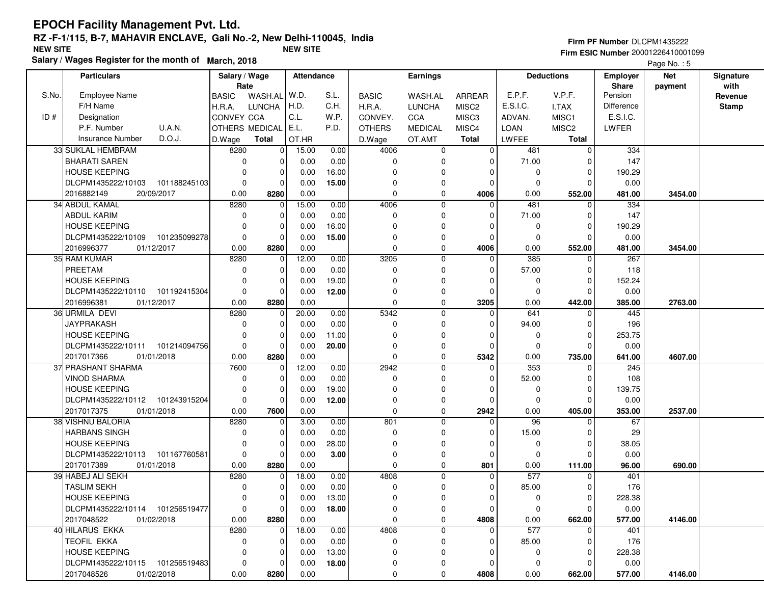# EPOCH Facility Management Pvt. Ltd.

**RZ -F-1/115, B-7, MAHAVIR ENCLAVE, Gali No.-2, New Delhi-110045, India**

**NEW SITE** | **NEW SITE**

**Salary / Wages Register for the month of March, 2018**

**Firm PF Number** DLCPM1435222
**Firm ESIC Number** 20001226410001099

Page No. : 5

| S.No. / ID # | Employee Name / F/H Name / Designation / P.F. Number, U.A.N. / Insurance Number, D.O.J. | BASIC / H.R.A. / CONVEY / OTHERS / D.Wage | WASH.AL / LUNCHA / CCA / MEDICAL / Total | W.D. / H.D. / C.L. / E.L. / OT.HR | S.L. / C.H. / W.P. / P.D. | BASIC / H.R.A. / CONVEY. / OTHERS / D.Wage | WASH.AL / LUNCHA / CCA / MEDICAL / OT.AMT | ARREAR / MISC2 / MISC3 / MISC4 / Total | E.P.F. / E.S.I.C. / ADVAN. / LOAN / LWFEE | V.P.F. / I.TAX / MISC1 / MISC2 / Total | Employer Share: Pension / Difference / E.S.I.C. / LWFER | Net payment | Signature with Revenue Stamp |
|---|---|---|---|---|---|---|---|---|---|---|---|---|---|
| | | **Salary / Wage Rate** | | **Attendance** | | **Earnings** | | | **Deductions** | | | | |
| 33 | SUKLAL HEMBRAM | 8280 | 0 | 15.00 | 0.00 | 4006 | 0 | 0 | 481 | 0 | 334 | | |
| | BHARATI SAREN | 0 | 0 | 0.00 | 0.00 | 0 | 0 | 0 | 71.00 | 0 | 147 | | |
| | HOUSE KEEPING | 0 | 0 | 0.00 | 16.00 | 0 | 0 | 0 | 0 | 0 | 190.29 | | |
| | DLCPM1435222/10103 101188245103 | 0 | 0 | 0.00 | **15.00** | 0 | 0 | 0 | 0 | 0 | 0.00 | | |
| | 2016882149 20/09/2017 | 0.00 | **8280** | 0.00 | | 0 | 0 | **4006** | 0.00 | **552.00** | **481.00** | **3454.00** | |
| 34 | ABDUL KAMAL | 8280 | 0 | 15.00 | 0.00 | 4006 | 0 | 0 | 481 | 0 | 334 | | |
| | ABDUL KARIM | 0 | 0 | 0.00 | 0.00 | 0 | 0 | 0 | 71.00 | 0 | 147 | | |
| | HOUSE KEEPING | 0 | 0 | 0.00 | 16.00 | 0 | 0 | 0 | 0 | 0 | 190.29 | | |
| | DLCPM1435222/10109 101235099278 | 0 | 0 | 0.00 | **15.00** | 0 | 0 | 0 | 0 | 0 | 0.00 | | |
| | 2016996377 01/12/2017 | 0.00 | **8280** | 0.00 | | 0 | 0 | **4006** | 0.00 | **552.00** | **481.00** | **3454.00** | |
| 35 | RAM KUMAR | 8280 | 0 | 12.00 | 0.00 | 3205 | 0 | 0 | 385 | 0 | 267 | | |
| | PREETAM | 0 | 0 | 0.00 | 0.00 | 0 | 0 | 0 | 57.00 | 0 | 118 | | |
| | HOUSE KEEPING | 0 | 0 | 0.00 | 19.00 | 0 | 0 | 0 | 0 | 0 | 152.24 | | |
| | DLCPM1435222/10110 101192415304 | 0 | 0 | 0.00 | **12.00** | 0 | 0 | 0 | 0 | 0 | 0.00 | | |
| | 2016996381 01/12/2017 | 0.00 | **8280** | 0.00 | | 0 | 0 | **3205** | 0.00 | **442.00** | **385.00** | **2763.00** | |
| 36 | URMILA DEVI | 8280 | 0 | 20.00 | 0.00 | 5342 | 0 | 0 | 641 | 0 | 445 | | |
| | JAYPRAKASH | 0 | 0 | 0.00 | 0.00 | 0 | 0 | 0 | 94.00 | 0 | 196 | | |
| | HOUSE KEEPING | 0 | 0 | 0.00 | 11.00 | 0 | 0 | 0 | 0 | 0 | 253.75 | | |
| | DLCPM1435222/10111 101214094756 | 0 | 0 | 0.00 | **20.00** | 0 | 0 | 0 | 0 | 0 | 0.00 | | |
| | 2017017366 01/01/2018 | 0.00 | **8280** | 0.00 | | 0 | 0 | **5342** | 0.00 | **735.00** | **641.00** | **4607.00** | |
| 37 | PRASHANT SHARMA | 7600 | 0 | 12.00 | 0.00 | 2942 | 0 | 0 | 353 | 0 | 245 | | |
| | VINOD SHARMA | 0 | 0 | 0.00 | 0.00 | 0 | 0 | 0 | 52.00 | 0 | 108 | | |
| | HOUSE KEEPING | 0 | 0 | 0.00 | 19.00 | 0 | 0 | 0 | 0 | 0 | 139.75 | | |
| | DLCPM1435222/10112 101243915204 | 0 | 0 | 0.00 | **12.00** | 0 | 0 | 0 | 0 | 0 | 0.00 | | |
| | 2017017375 01/01/2018 | 0.00 | **7600** | 0.00 | | 0 | 0 | **2942** | 0.00 | **405.00** | **353.00** | **2537.00** | |
| 38 | VISHNU BALORIA | 8280 | 0 | 3.00 | 0.00 | 801 | 0 | 0 | 96 | 0 | 67 | | |
| | HARBANS SINGH | 0 | 0 | 0.00 | 0.00 | 0 | 0 | 0 | 15.00 | 0 | 29 | | |
| | HOUSE KEEPING | 0 | 0 | 0.00 | 28.00 | 0 | 0 | 0 | 0 | 0 | 38.05 | | |
| | DLCPM1435222/10113 101167760581 | 0 | 0 | 0.00 | **3.00** | 0 | 0 | 0 | 0 | 0 | 0.00 | | |
| | 2017017389 01/01/2018 | 0.00 | **8280** | 0.00 | | 0 | 0 | **801** | 0.00 | **111.00** | **96.00** | **690.00** | |
| 39 | HABEJ ALI SEKH | 8280 | 0 | 18.00 | 0.00 | 4808 | 0 | 0 | 577 | 0 | 401 | | |
| | TASLIM SEKH | 0 | 0 | 0.00 | 0.00 | 0 | 0 | 0 | 85.00 | 0 | 176 | | |
| | HOUSE KEEPING | 0 | 0 | 0.00 | 13.00 | 0 | 0 | 0 | 0 | 0 | 228.38 | | |
| | DLCPM1435222/10114 101256519477 | 0 | 0 | 0.00 | **18.00** | 0 | 0 | 0 | 0 | 0 | 0.00 | | |
| | 2017048522 01/02/2018 | 0.00 | **8280** | 0.00 | | 0 | 0 | **4808** | 0.00 | **662.00** | **577.00** | **4146.00** | |
| 40 | HILARUS EKKA | 8280 | 0 | 18.00 | 0.00 | 4808 | 0 | 0 | 577 | 0 | 401 | | |
| | TEOFIL EKKA | 0 | 0 | 0.00 | 0.00 | 0 | 0 | 0 | 85.00 | 0 | 176 | | |
| | HOUSE KEEPING | 0 | 0 | 0.00 | 13.00 | 0 | 0 | 0 | 0 | 0 | 228.38 | | |
| | DLCPM1435222/10115 101256519483 | 0 | 0 | 0.00 | **18.00** | 0 | 0 | 0 | 0 | 0 | 0.00 | | |
| | 2017048526 01/02/2018 | 0.00 | **8280** | 0.00 | | 0 | 0 | **4808** | 0.00 | **662.00** | **577.00** | **4146.00** | |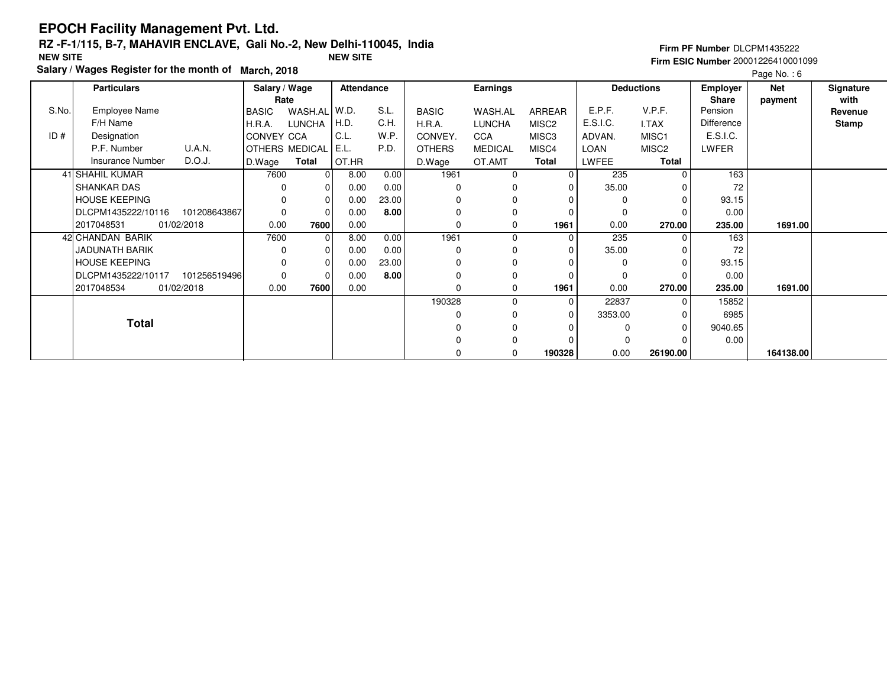# EPOCH Facility Management Pvt. Ltd.

**RZ -F-1/115, B-7, MAHAVIR ENCLAVE, Gali No.-2, New Delhi-110045, India**

**NEW SITE** **NEW SITE**

**Salary / Wages Register for the month of March, 2018**

**Firm PF Number** DLCPM1435222

**Firm ESIC Number** 20001226410001099

| S.No. / ID # | Particulars | | Salary / Wage Rate | | Attendance | | Earnings | | | Deductions | | Employer Share | Net payment | Signature with Revenue Stamp |
|---|---|---|---|---|---|---|---|---|---|---|---|---|---|---|
| S.No. | Employee Name | | BASIC | WASH.AL | W.D. | S.L. | BASIC | WASH.AL | ARREAR | E.P.F. | V.P.F. | Pension | | |
| | F/H Name | | H.R.A. | LUNCHA | H.D. | C.H. | H.R.A. | LUNCHA | MISC2 | E.S.I.C. | I.TAX | Difference | | |
| ID # | Designation | | CONVEY | CCA | C.L. | W.P. | CONVEY. | CCA | MISC3 | ADVAN. | MISC1 | E.S.I.C. | | |
| | P.F. Number | U.A.N. | OTHERS | MEDICAL | E.L. | P.D. | OTHERS | MEDICAL | MISC4 | LOAN | MISC2 | LWFER | | |
| | Insurance Number | D.O.J. | D.Wage | Total | OT.HR | | D.Wage | OT.AMT | Total | LWFEE | Total | | | |
| 41 | SHAHIL KUMAR | | 7600 | 0 | 8.00 | 0.00 | 1961 | 0 | 0 | 235 | 0 | 163 | | |
| | SHANKAR DAS | | 0 | 0 | 0.00 | 0.00 | 0 | 0 | 0 | 35.00 | 0 | 72 | | |
| | HOUSE KEEPING | | 0 | 0 | 0.00 | 23.00 | 0 | 0 | 0 | 0 | 0 | 93.15 | | |
| | DLCPM1435222/10116 | 101208643867 | 0 | 0 | 0.00 | **8.00** | 0 | 0 | 0 | 0 | 0 | 0.00 | | |
| | 2017048531 | 01/02/2018 | 0.00 | **7600** | 0.00 | | 0 | 0 | **1961** | 0.00 | **270.00** | **235.00** | **1691.00** | |
| 42 | CHANDAN BARIK | | 7600 | 0 | 8.00 | 0.00 | 1961 | 0 | 0 | 235 | 0 | 163 | | |
| | JADUNATH BARIK | | 0 | 0 | 0.00 | 0.00 | 0 | 0 | 0 | 35.00 | 0 | 72 | | |
| | HOUSE KEEPING | | 0 | 0 | 0.00 | 23.00 | 0 | 0 | 0 | 0 | 0 | 93.15 | | |
| | DLCPM1435222/10117 | 101256519496 | 0 | 0 | 0.00 | **8.00** | 0 | 0 | 0 | 0 | 0 | 0.00 | | |
| | 2017048534 | 01/02/2018 | 0.00 | **7600** | 0.00 | | 0 | 0 | **1961** | 0.00 | **270.00** | **235.00** | **1691.00** | |
| | **Total** | | | | | | 190328 | 0 | 0 | 22837 | 0 | 15852 | | |
| | | | | | | | 0 | 0 | 0 | 3353.00 | 0 | 6985 | | |
| | | | | | | | 0 | 0 | 0 | 0 | 0 | 9040.65 | | |
| | | | | | | | 0 | 0 | 0 | 0 | 0 | 0.00 | | |
| | | | | | | | 0 | 0 | **190328** | 0.00 | **26190.00** | | **164138.00** | |